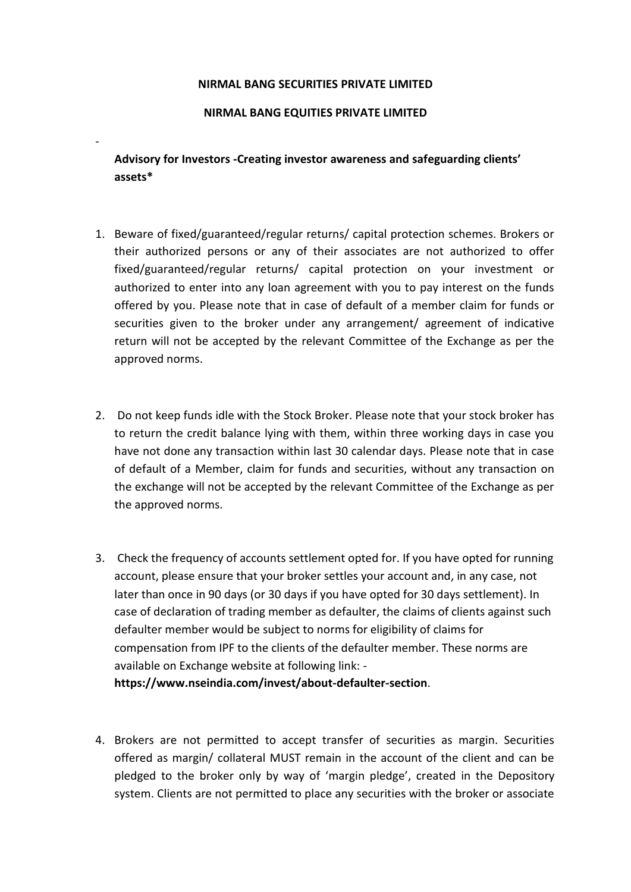**NIRMAL BANG SECURITIES PRIVATE LIMITED**

**NIRMAL BANG EQUITIES PRIVATE LIMITED**

-

**Advisory for Investors -Creating investor awareness and safeguarding clients' assets***

1. Beware of fixed/guaranteed/regular returns/ capital protection schemes. Brokers or their authorized persons or any of their associates are not authorized to offer fixed/guaranteed/regular returns/ capital protection on your investment or authorized to enter into any loan agreement with you to pay interest on the funds offered by you. Please note that in case of default of a member claim for funds or securities given to the broker under any arrangement/ agreement of indicative return will not be accepted by the relevant Committee of the Exchange as per the approved norms.

2. Do not keep funds idle with the Stock Broker. Please note that your stock broker has to return the credit balance lying with them, within three working days in case you have not done any transaction within last 30 calendar days. Please note that in case of default of a Member, claim for funds and securities, without any transaction on the exchange will not be accepted by the relevant Committee of the Exchange as per the approved norms.

3. Check the frequency of accounts settlement opted for. If you have opted for running account, please ensure that your broker settles your account and, in any case, not later than once in 90 days (or 30 days if you have opted for 30 days settlement). In case of declaration of trading member as defaulter, the claims of clients against such defaulter member would be subject to norms for eligibility of claims for compensation from IPF to the clients of the defaulter member. These norms are available on Exchange website at following link: - **https://www.nseindia.com/invest/about-defaulter-section**.

4. Brokers are not permitted to accept transfer of securities as margin. Securities offered as margin/ collateral MUST remain in the account of the client and can be pledged to the broker only by way of 'margin pledge', created in the Depository system. Clients are not permitted to place any securities with the broker or associate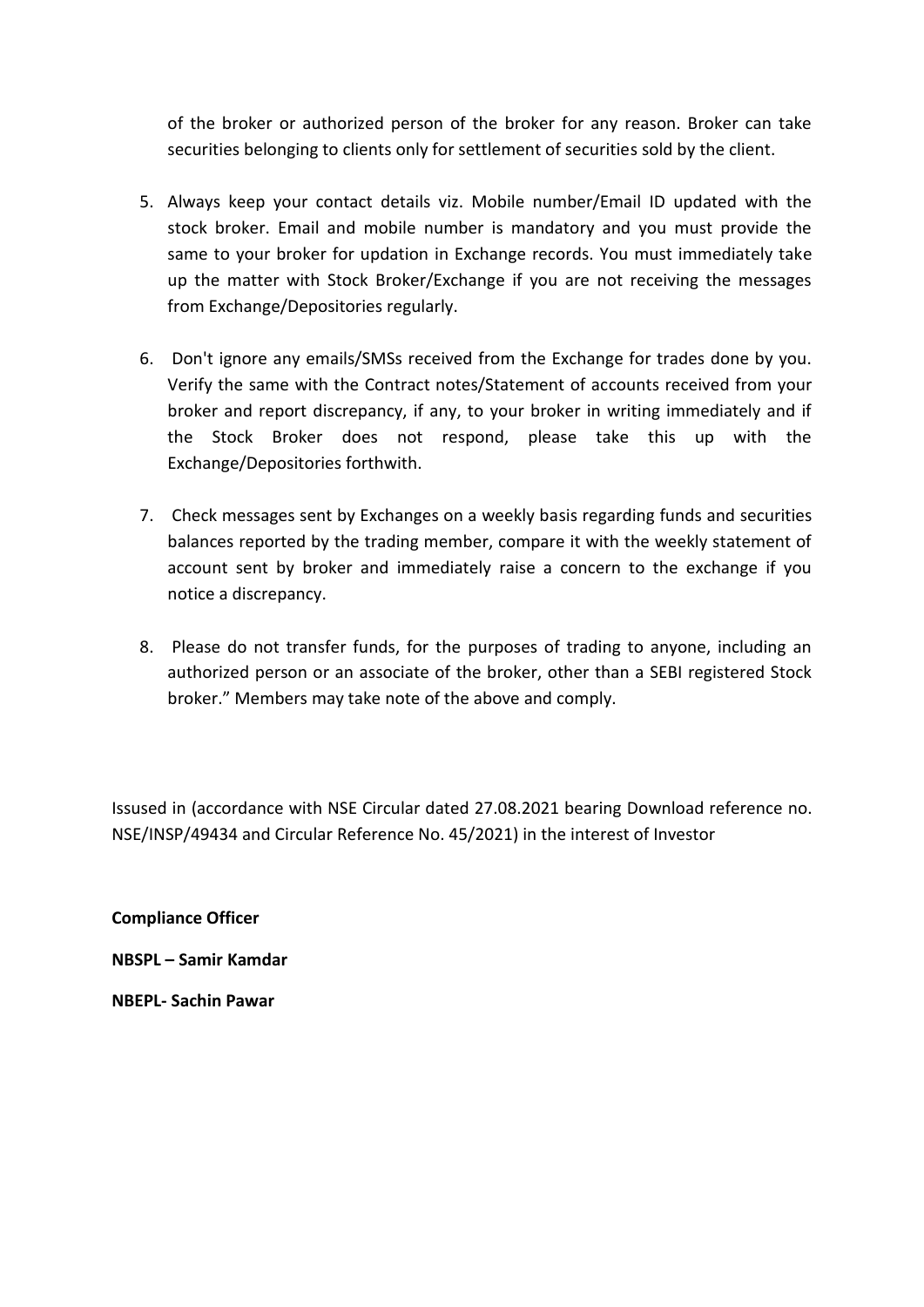of the broker or authorized person of the broker for any reason. Broker can take securities belonging to clients only for settlement of securities sold by the client.

5. Always keep your contact details viz. Mobile number/Email ID updated with the stock broker. Email and mobile number is mandatory and you must provide the same to your broker for updation in Exchange records. You must immediately take up the matter with Stock Broker/Exchange if you are not receiving the messages from Exchange/Depositories regularly.

6. Don't ignore any emails/SMSs received from the Exchange for trades done by you. Verify the same with the Contract notes/Statement of accounts received from your broker and report discrepancy, if any, to your broker in writing immediately and if the Stock Broker does not respond, please take this up with the Exchange/Depositories forthwith.

7. Check messages sent by Exchanges on a weekly basis regarding funds and securities balances reported by the trading member, compare it with the weekly statement of account sent by broker and immediately raise a concern to the exchange if you notice a discrepancy.

8. Please do not transfer funds, for the purposes of trading to anyone, including an authorized person or an associate of the broker, other than a SEBI registered Stock broker." Members may take note of the above and comply.

Issused in (accordance with NSE Circular dated 27.08.2021 bearing Download reference no. NSE/INSP/49434 and Circular Reference No. 45/2021) in the interest of Investor

**Compliance Officer**

**NBSPL – Samir Kamdar**

**NBEPL- Sachin Pawar**